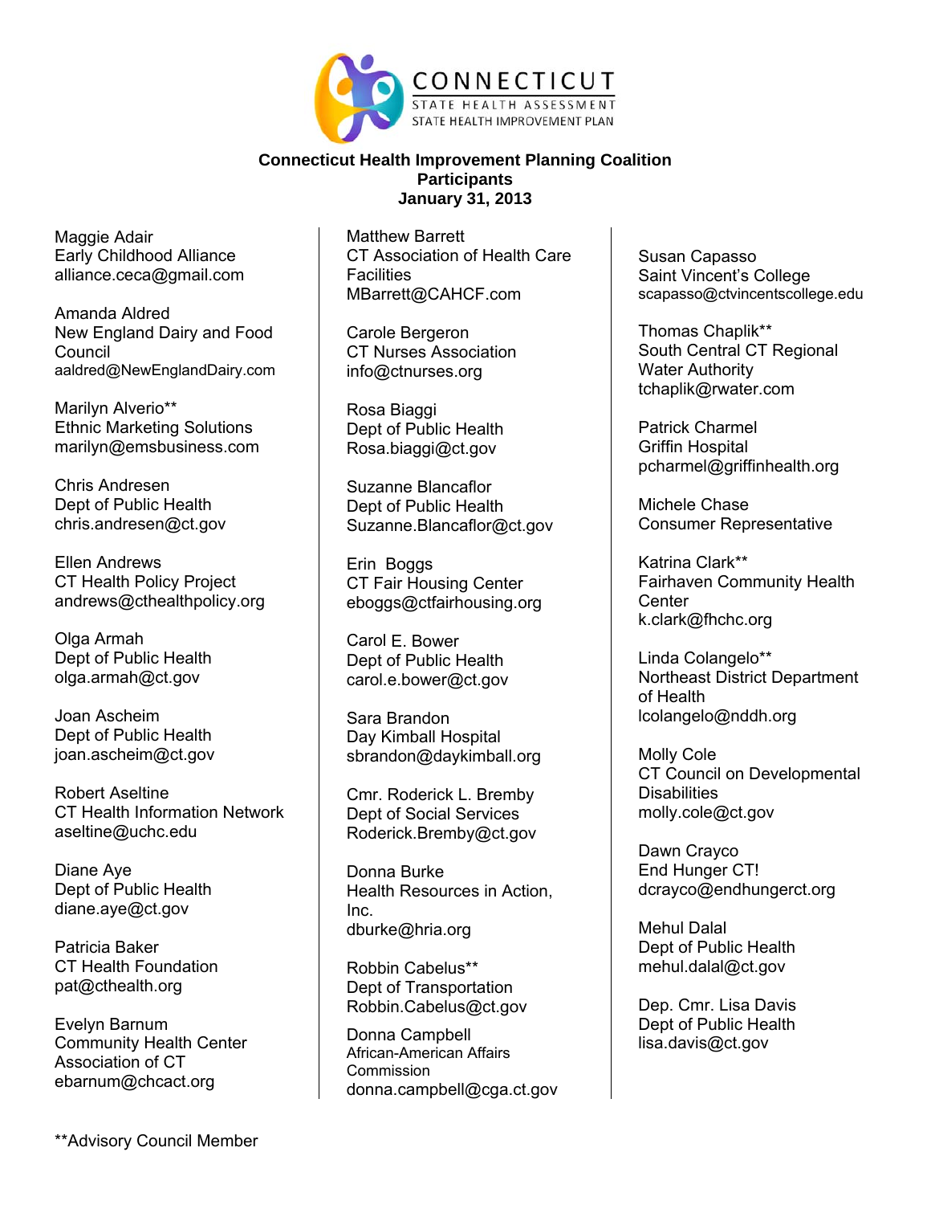CONNECTICUT
STATE HEALTH ASSESSMENT
STATE HEALTH IMPROVEMENT PLAN

# Connecticut Health Improvement Planning Coalition Participants
## January 31, 2013

Maggie Adair
Early Childhood Alliance
alliance.ceca@gmail.com

Amanda Aldred
New England Dairy and Food Council
aaldred@NewEnglandDairy.com

Marilyn Alverio**
Ethnic Marketing Solutions
marilyn@emsbusiness.com

Chris Andresen
Dept of Public Health
chris.andresen@ct.gov

Ellen Andrews
CT Health Policy Project
andrews@cthealthpolicy.org

Olga Armah
Dept of Public Health
olga.armah@ct.gov

Joan Ascheim
Dept of Public Health
joan.ascheim@ct.gov

Robert Aseltine
CT Health Information Network
aseltine@uchc.edu

Diane Aye
Dept of Public Health
diane.aye@ct.gov

Patricia Baker
CT Health Foundation
pat@cthealth.org

Evelyn Barnum
Community Health Center Association of CT
ebarnum@chcact.org

Matthew Barrett
CT Association of Health Care Facilities
MBarrett@CAHCF.com

Carole Bergeron
CT Nurses Association
info@ctnurses.org

Rosa Biaggi
Dept of Public Health
Rosa.biaggi@ct.gov

Suzanne Blancaflor
Dept of Public Health
Suzanne.Blancaflor@ct.gov

Erin Boggs
CT Fair Housing Center
eboggs@ctfairhousing.org

Carol E. Bower
Dept of Public Health
carol.e.bower@ct.gov

Sara Brandon
Day Kimball Hospital
sbrandon@daykimball.org

Cmr. Roderick L. Bremby
Dept of Social Services
Roderick.Bremby@ct.gov

Donna Burke
Health Resources in Action, Inc.
dburke@hria.org

Robbin Cabelus**
Dept of Transportation
Robbin.Cabelus@ct.gov

Donna Campbell
African-American Affairs Commission
donna.campbell@cga.ct.gov

Susan Capasso
Saint Vincent's College
scapasso@ctvincentscollege.edu

Thomas Chaplik**
South Central CT Regional Water Authority
tchaplik@rwater.com

Patrick Charmel
Griffin Hospital
pcharmel@griffinhealth.org

Michele Chase
Consumer Representative

Katrina Clark**
Fairhaven Community Health Center
k.clark@fhchc.org

Linda Colangelo**
Northeast District Department of Health
lcolangelo@nddh.org

Molly Cole
CT Council on Developmental Disabilities
molly.cole@ct.gov

Dawn Crayco
End Hunger CT!
dcrayco@endhungerct.org

Mehul Dalal
Dept of Public Health
mehul.dalal@ct.gov

Dep. Cmr. Lisa Davis
Dept of Public Health
lisa.davis@ct.gov

**Advisory Council Member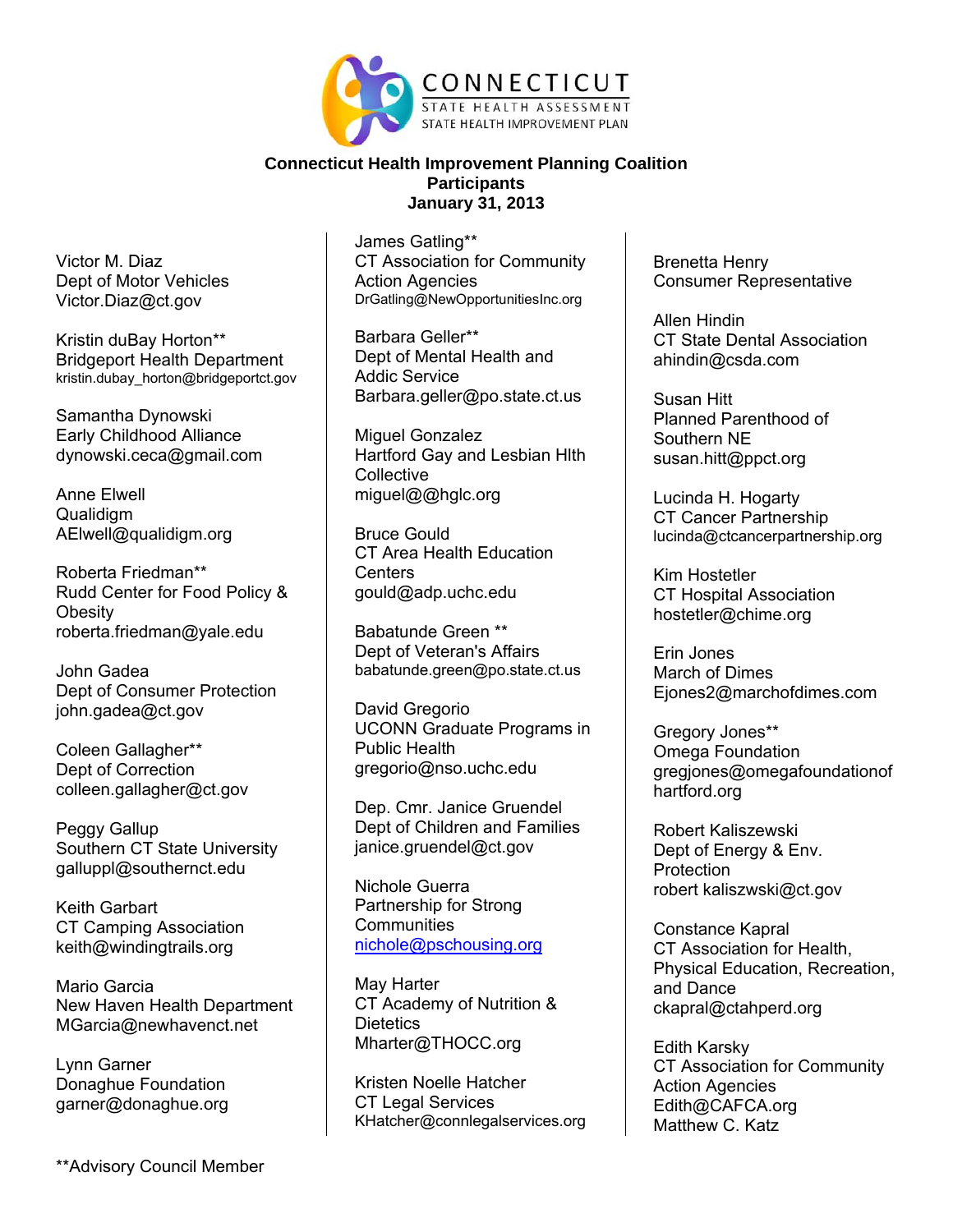CONNECTICUT
STATE HEALTH ASSESSMENT
STATE HEALTH IMPROVEMENT PLAN

**Connecticut Health Improvement Planning Coalition**
**Participants**
**January 31, 2013**

Victor M. Diaz
Dept of Motor Vehicles
Victor.Diaz@ct.gov

Kristin duBay Horton**
Bridgeport Health Department
kristin.dubay_horton@bridgeportct.gov

Samantha Dynowski
Early Childhood Alliance
dynowski.ceca@gmail.com

Anne Elwell
Qualidigm
AElwell@qualidigm.org

Roberta Friedman**
Rudd Center for Food Policy & Obesity
roberta.friedman@yale.edu

John Gadea
Dept of Consumer Protection
john.gadea@ct.gov

Coleen Gallagher**
Dept of Correction
colleen.gallagher@ct.gov

Peggy Gallup
Southern CT State University
galluppl@southernct.edu

Keith Garbart
CT Camping Association
keith@windingtrails.org

Mario Garcia
New Haven Health Department
MGarcia@newhavenct.net

Lynn Garner
Donaghue Foundation
garner@donaghue.org

James Gatling**
CT Association for Community Action Agencies
DrGatling@NewOpportunitiesInc.org

Barbara Geller**
Dept of Mental Health and Addic Service
Barbara.geller@po.state.ct.us

Miguel Gonzalez
Hartford Gay and Lesbian Hlth Collective
miguel@@hglc.org

Bruce Gould
CT Area Health Education Centers
gould@adp.uchc.edu

Babatunde Green **
Dept of Veteran's Affairs
babatunde.green@po.state.ct.us

David Gregorio
UCONN Graduate Programs in Public Health
gregorio@nso.uchc.edu

Dep. Cmr. Janice Gruendel
Dept of Children and Families
janice.gruendel@ct.gov

Nichole Guerra
Partnership for Strong Communities
nichole@pschousing.org

May Harter
CT Academy of Nutrition & Dietetics
Mharter@THOCC.org

Kristen Noelle Hatcher
CT Legal Services
KHatcher@connlegalservices.org

Brenetta Henry
Consumer Representative

Allen Hindin
CT State Dental Association
ahindin@csda.com

Susan Hitt
Planned Parenthood of Southern NE
susan.hitt@ppct.org

Lucinda H. Hogarty
CT Cancer Partnership
lucinda@ctcancerpartnership.org

Kim Hostetler
CT Hospital Association
hostetler@chime.org

Erin Jones
March of Dimes
Ejones2@marchofdimes.com

Gregory Jones**
Omega Foundation
gregjones@omegafoundationof hartford.org

Robert Kaliszewski
Dept of Energy & Env. Protection
robert kaliszwski@ct.gov

Constance Kapral
CT Association for Health, Physical Education, Recreation, and Dance
ckapral@ctahperd.org

Edith Karsky
CT Association for Community Action Agencies
Edith@CAFCA.org

Matthew C. Katz

**Advisory Council Member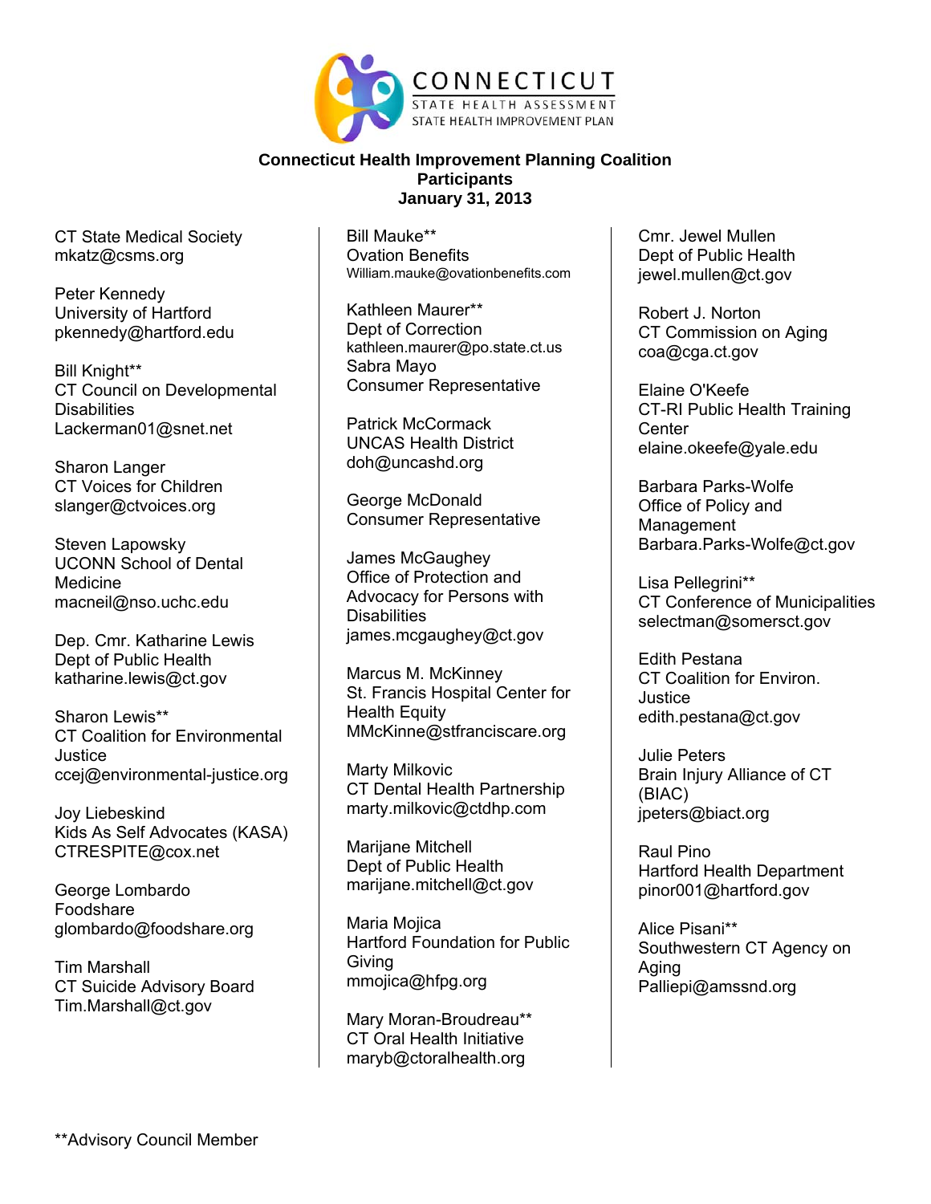CONNECTICUT
STATE HEALTH ASSESSMENT
STATE HEALTH IMPROVEMENT PLAN

**Connecticut Health Improvement Planning Coalition**
**Participants**
**January 31, 2013**

CT State Medical Society
mkatz@csms.org

Peter Kennedy
University of Hartford
pkennedy@hartford.edu

Bill Knight**
CT Council on Developmental Disabilities
Lackerman01@snet.net

Sharon Langer
CT Voices for Children
slanger@ctvoices.org

Steven Lapowsky
UCONN School of Dental Medicine
macneil@nso.uchc.edu

Dep. Cmr. Katharine Lewis
Dept of Public Health
katharine.lewis@ct.gov

Sharon Lewis**
CT Coalition for Environmental Justice
ccej@environmental-justice.org

Joy Liebeskind
Kids As Self Advocates (KASA)
CTRESPITE@cox.net

George Lombardo
Foodshare
glombardo@foodshare.org

Tim Marshall
CT Suicide Advisory Board
Tim.Marshall@ct.gov

Bill Mauke**
Ovation Benefits
William.mauke@ovationbenefits.com

Kathleen Maurer**
Dept of Correction
kathleen.maurer@po.state.ct.us

Sabra Mayo
Consumer Representative

Patrick McCormack
UNCAS Health District
doh@uncashd.org

George McDonald
Consumer Representative

James McGaughey
Office of Protection and Advocacy for Persons with Disabilities
james.mcgaughey@ct.gov

Marcus M. McKinney
St. Francis Hospital Center for Health Equity
MMcKinne@stfranciscare.org

Marty Milkovic
CT Dental Health Partnership
marty.milkovic@ctdhp.com

Marijane Mitchell
Dept of Public Health
marijane.mitchell@ct.gov

Maria Mojica
Hartford Foundation for Public Giving
mmojica@hfpg.org

Mary Moran-Broudreau**
CT Oral Health Initiative
maryb@ctoralhealth.org

Cmr. Jewel Mullen
Dept of Public Health
jewel.mullen@ct.gov

Robert J. Norton
CT Commission on Aging
coa@cga.ct.gov

Elaine O'Keefe
CT-RI Public Health Training Center
elaine.okeefe@yale.edu

Barbara Parks-Wolfe
Office of Policy and Management
Barbara.Parks-Wolfe@ct.gov

Lisa Pellegrini**
CT Conference of Municipalities
selectman@somersct.gov

Edith Pestana
CT Coalition for Environ. Justice
edith.pestana@ct.gov

Julie Peters
Brain Injury Alliance of CT (BIAC)
jpeters@biact.org

Raul Pino
Hartford Health Department
pinor001@hartford.gov

Alice Pisani**
Southwestern CT Agency on Aging
Palliepi@amssnd.org

**Advisory Council Member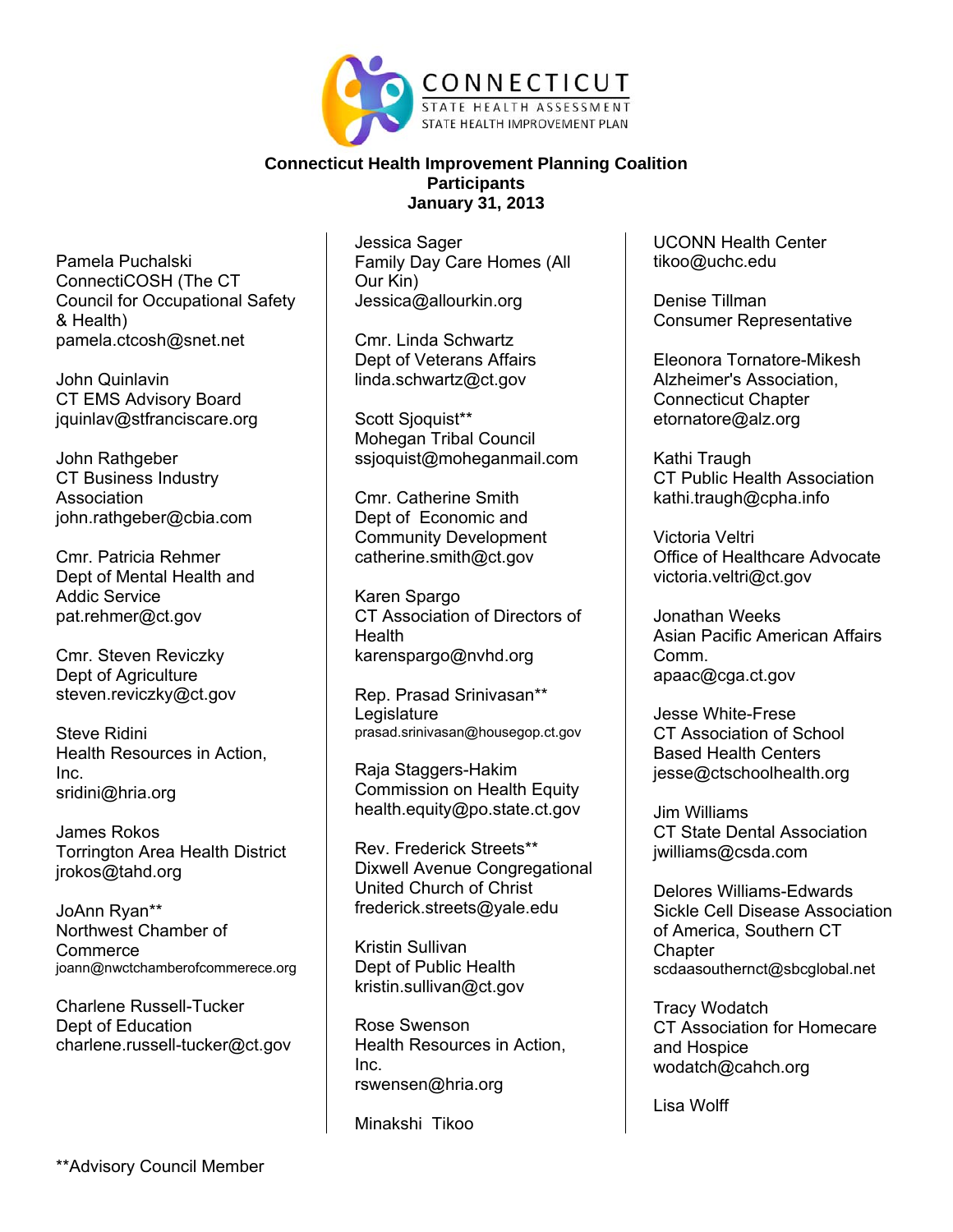CONNECTICUT
STATE HEALTH ASSESSMENT
STATE HEALTH IMPROVEMENT PLAN

**Connecticut Health Improvement Planning Coalition**
**Participants**
**January 31, 2013**

Pamela Puchalski
ConnectiCOSH (The CT Council for Occupational Safety & Health)
pamela.ctcosh@snet.net

John Quinlavin
CT EMS Advisory Board
jquinlav@stfranciscare.org

John Rathgeber
CT Business Industry Association
john.rathgeber@cbia.com

Cmr. Patricia Rehmer
Dept of Mental Health and Addic Service
pat.rehmer@ct.gov

Cmr. Steven Reviczky
Dept of Agriculture
steven.reviczky@ct.gov

Steve Ridini
Health Resources in Action, Inc.
sridini@hria.org

James Rokos
Torrington Area Health District
jrokos@tahd.org

JoAnn Ryan**
Northwest Chamber of Commerce
joann@nwctchamberofcommerece.org

Charlene Russell-Tucker
Dept of Education
charlene.russell-tucker@ct.gov

Jessica Sager
Family Day Care Homes (All Our Kin)
Jessica@allourkin.org

Cmr. Linda Schwartz
Dept of Veterans Affairs
linda.schwartz@ct.gov

Scott Sjoquist**
Mohegan Tribal Council
ssjoquist@moheganmail.com

Cmr. Catherine Smith
Dept of Economic and Community Development
catherine.smith@ct.gov

Karen Spargo
CT Association of Directors of Health
karenspargo@nvhd.org

Rep. Prasad Srinivasan**
Legislature
prasad.srinivasan@housegop.ct.gov

Raja Staggers-Hakim
Commission on Health Equity
health.equity@po.state.ct.gov

Rev. Frederick Streets**
Dixwell Avenue Congregational United Church of Christ
frederick.streets@yale.edu

Kristin Sullivan
Dept of Public Health
kristin.sullivan@ct.gov

Rose Swenson
Health Resources in Action, Inc.
rswensen@hria.org

Minakshi Tikoo
UCONN Health Center
tikoo@uchc.edu

Denise Tillman
Consumer Representative

Eleonora Tornatore-Mikesh
Alzheimer's Association, Connecticut Chapter
etornatore@alz.org

Kathi Traugh
CT Public Health Association
kathi.traugh@cpha.info

Victoria Veltri
Office of Healthcare Advocate
victoria.veltri@ct.gov

Jonathan Weeks
Asian Pacific American Affairs Comm.
apaac@cga.ct.gov

Jesse White-Frese
CT Association of School Based Health Centers
jesse@ctschoolhealth.org

Jim Williams
CT State Dental Association
jwilliams@csda.com

Delores Williams-Edwards
Sickle Cell Disease Association of America, Southern CT Chapter
scdaasouthernct@sbcglobal.net

Tracy Wodatch
CT Association for Homecare and Hospice
wodatch@cahch.org

Lisa Wolff

**Advisory Council Member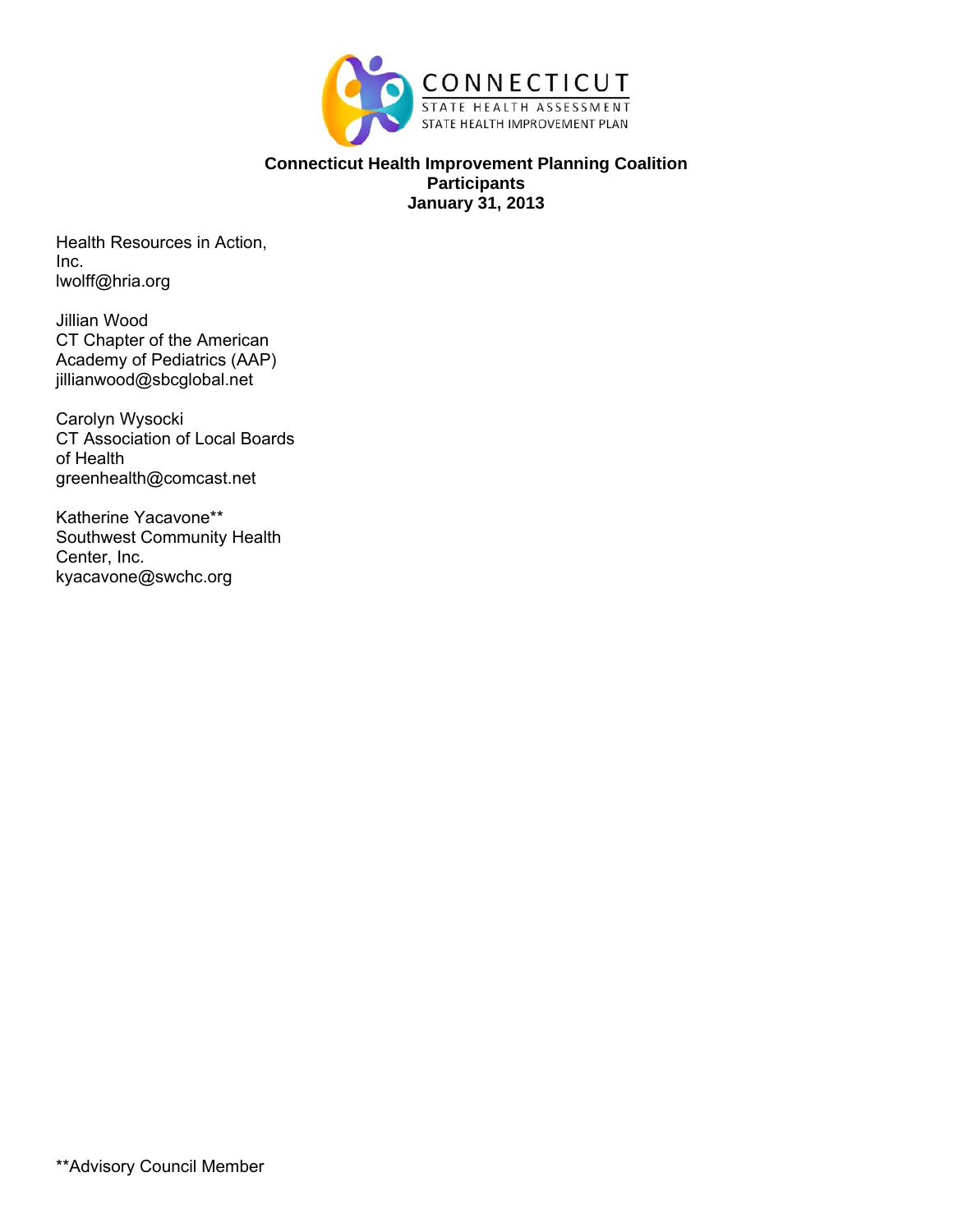# Connecticut Health Improvement Planning Coalition
## Participants
## January 31, 2013

Health Resources in Action, Inc.
lwolff@hria.org

Jillian Wood
CT Chapter of the American Academy of Pediatrics (AAP)
jillianwood@sbcglobal.net

Carolyn Wysocki
CT Association of Local Boards of Health
greenhealth@comcast.net

Katherine Yacavone**
Southwest Community Health Center, Inc.
kyacavone@swchc.org

**Advisory Council Member